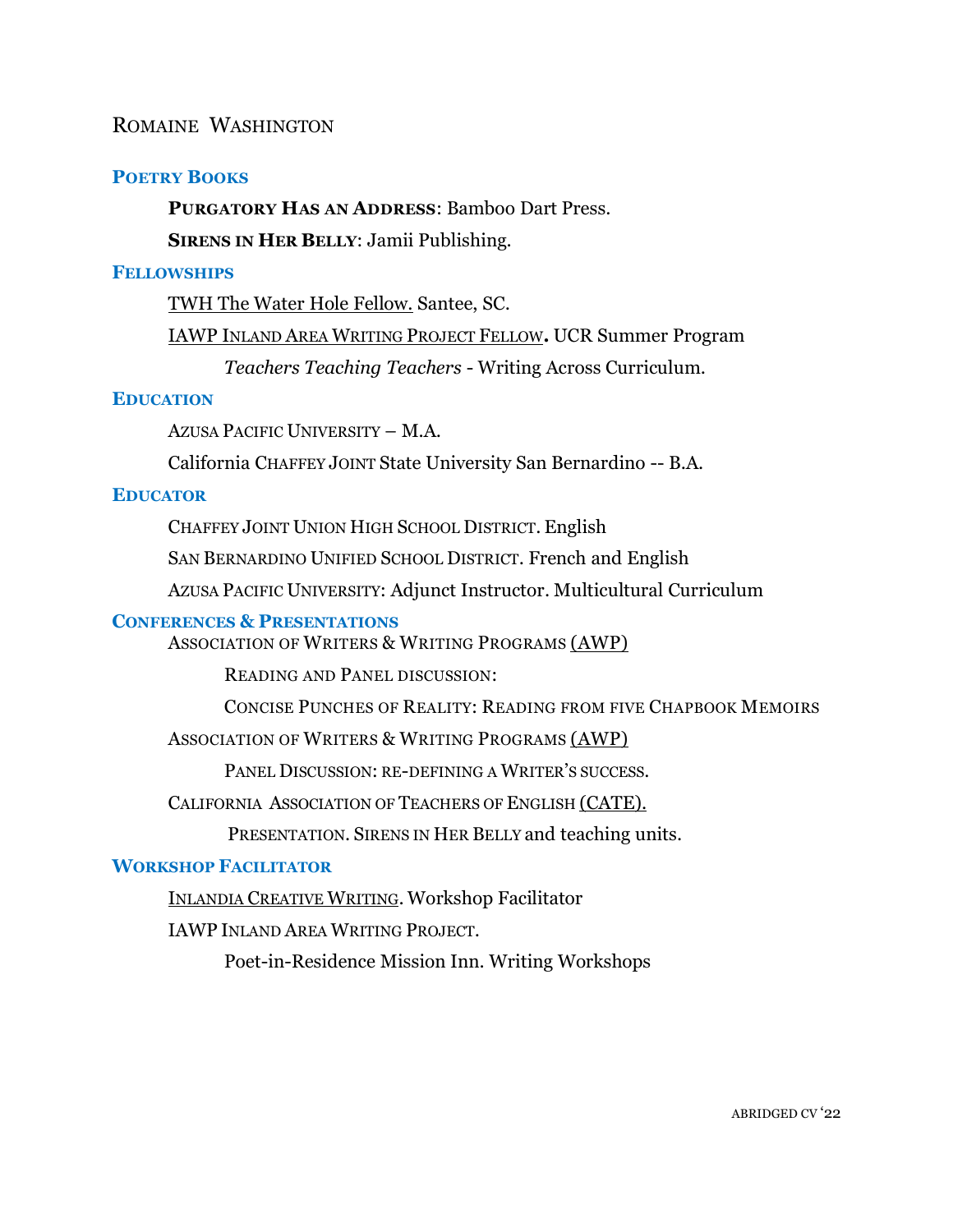# Romaine Washington

## Poetry Books

**Purgatory Has an Address**: Bamboo Dart Press.

**Sirens in Her Belly**: Jamii Publishing.

## Fellowships

TWH The Water Hole Fellow. Santee, SC.

IAWP Inland Area Writing Project Fellow**.** UCR Summer Program

*Teachers Teaching Teachers* - Writing Across Curriculum.

## Education

Azusa Pacific University – M.A.

California Chaffey Joint State University San Bernardino -- B.A.

## Educator

Chaffey Joint Union High School District. English

San Bernardino Unified School District. French and English

Azusa Pacific University: Adjunct Instructor. Multicultural Curriculum

## Conferences & Presentations

Association of Writers & Writing Programs (AWP)

Reading and Panel discussion:

Concise Punches of Reality: Reading from five Chapbook Memoirs

Association of Writers & Writing Programs (AWP)

Panel Discussion: re-defining a Writer's success.

California Association of Teachers of English (CATE).

Presentation. Sirens in Her Belly and teaching units.

## Workshop Facilitator

Inlandia Creative Writing. Workshop Facilitator

IAWP Inland Area Writing Project.

Poet-in-Residence Mission Inn. Writing Workshops

abridged CV '22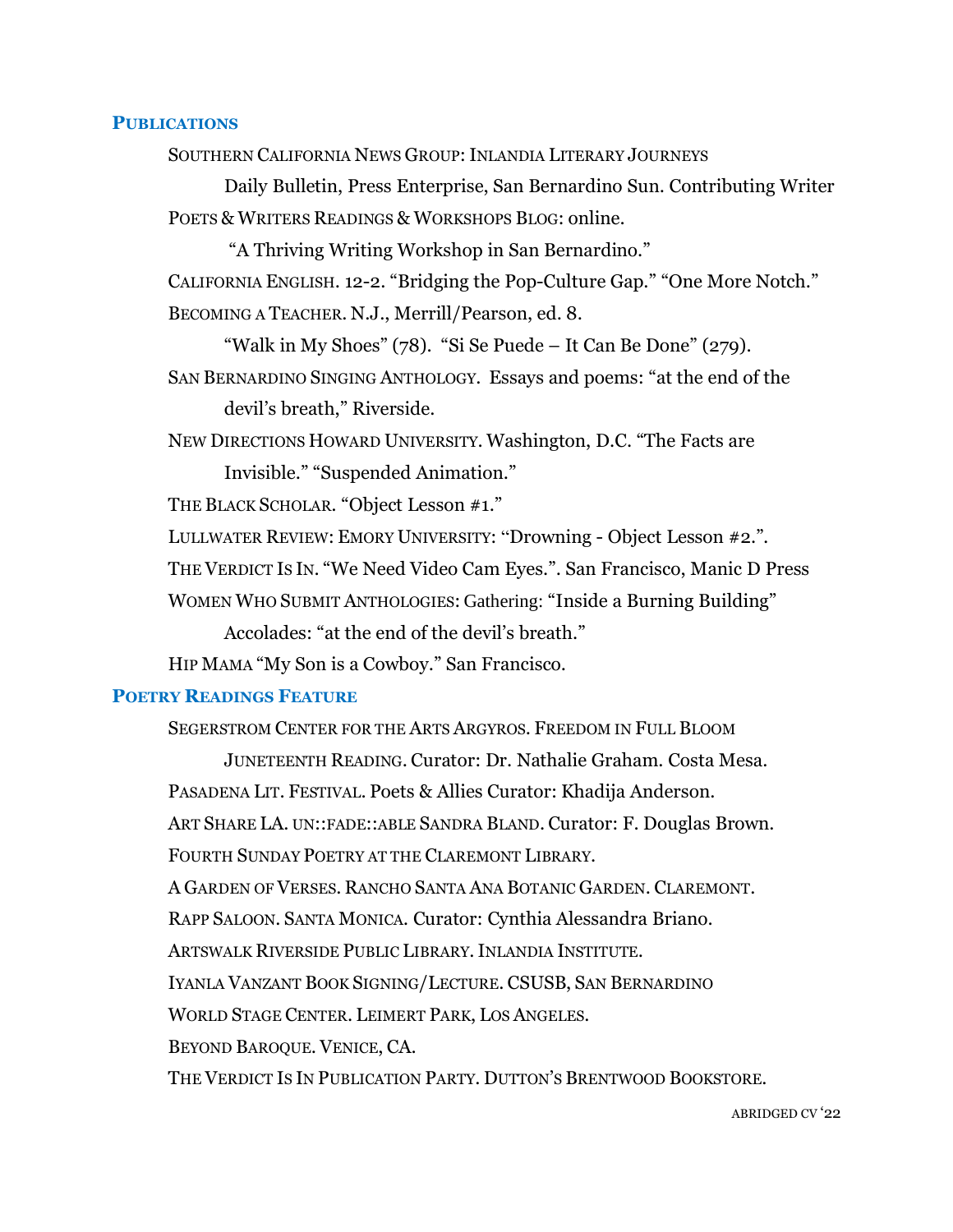## PUBLICATIONS

SOUTHERN CALIFORNIA NEWS GROUP: INLANDIA LITERARY JOURNEYS

Daily Bulletin, Press Enterprise, San Bernardino Sun. Contributing Writer

POETS & WRITERS READINGS & WORKSHOPS BLOG: online.

"A Thriving Writing Workshop in San Bernardino."

CALIFORNIA ENGLISH. 12-2. "Bridging the Pop-Culture Gap." "One More Notch."

BECOMING A TEACHER. N.J., Merrill/Pearson, ed. 8.

"Walk in My Shoes" (78). "Si Se Puede – It Can Be Done" (279).

SAN BERNARDINO SINGING ANTHOLOGY. Essays and poems: "at the end of the devil's breath," Riverside.

NEW DIRECTIONS HOWARD UNIVERSITY. Washington, D.C. "The Facts are Invisible." "Suspended Animation."

THE BLACK SCHOLAR. "Object Lesson #1."

LULLWATER REVIEW: EMORY UNIVERSITY: "Drowning - Object Lesson #2.".

THE VERDICT IS IN. "We Need Video Cam Eyes.". San Francisco, Manic D Press

WOMEN WHO SUBMIT ANTHOLOGIES: Gathering: "Inside a Burning Building"

Accolades: "at the end of the devil's breath."

HIP MAMA "My Son is a Cowboy." San Francisco.

## POETRY READINGS FEATURE

SEGERSTROM CENTER FOR THE ARTS ARGYROS. FREEDOM IN FULL BLOOM JUNETEENTH READING. Curator: Dr. Nathalie Graham. Costa Mesa.

PASADENA LIT. FESTIVAL. Poets & Allies Curator: Khadija Anderson.

ART SHARE LA. UN::FADE::ABLE SANDRA BLAND. Curator: F. Douglas Brown.

FOURTH SUNDAY POETRY AT THE CLAREMONT LIBRARY.

A GARDEN OF VERSES. RANCHO SANTA ANA BOTANIC GARDEN. CLAREMONT.

RAPP SALOON. SANTA MONICA. Curator: Cynthia Alessandra Briano.

ARTSWALK RIVERSIDE PUBLIC LIBRARY. INLANDIA INSTITUTE.

IYANLA VANZANT BOOK SIGNING/LECTURE. CSUSB, SAN BERNARDINO

WORLD STAGE CENTER. LEIMERT PARK, LOS ANGELES.

BEYOND BAROQUE. VENICE, CA.

THE VERDICT IS IN PUBLICATION PARTY. DUTTON'S BRENTWOOD BOOKSTORE.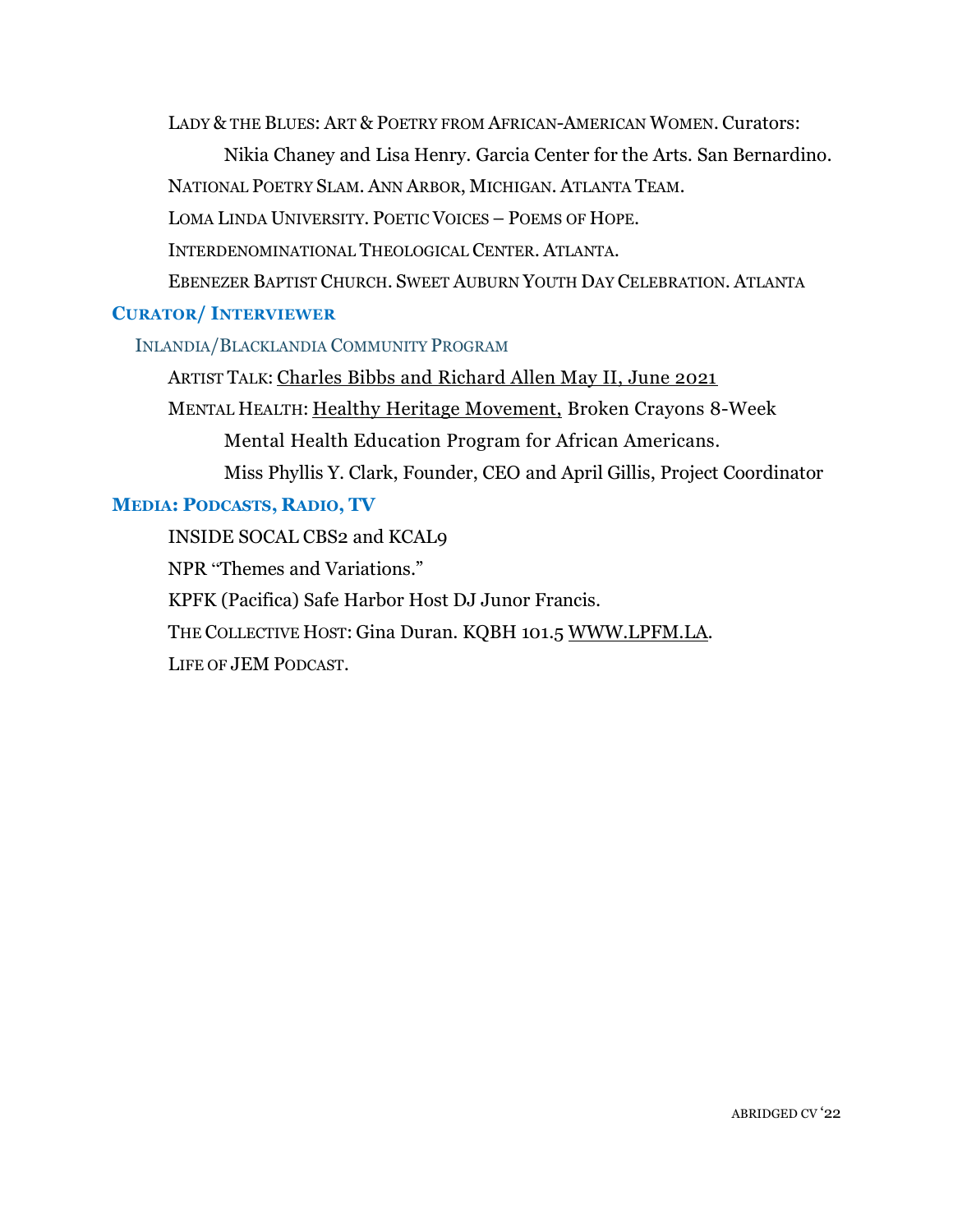LADY & THE BLUES: ART & POETRY FROM AFRICAN-AMERICAN WOMEN. Curators: Nikia Chaney and Lisa Henry. Garcia Center for the Arts. San Bernardino.

NATIONAL POETRY SLAM. ANN ARBOR, MICHIGAN. ATLANTA TEAM.

LOMA LINDA UNIVERSITY. POETIC VOICES – POEMS OF HOPE.

INTERDENOMINATIONAL THEOLOGICAL CENTER. ATLANTA.

EBENEZER BAPTIST CHURCH. SWEET AUBURN YOUTH DAY CELEBRATION. ATLANTA

## CURATOR/ INTERVIEWER

### INLANDIA/BLACKLANDIA COMMUNITY PROGRAM

ARTIST TALK: Charles Bibbs and Richard Allen May II, June 2021

MENTAL HEALTH: Healthy Heritage Movement, Broken Crayons 8-Week Mental Health Education Program for African Americans. Miss Phyllis Y. Clark, Founder, CEO and April Gillis, Project Coordinator

## MEDIA: PODCASTS, RADIO, TV

INSIDE SOCAL CBS2 and KCAL9

NPR "Themes and Variations."

KPFK (Pacifica) Safe Harbor Host DJ Junor Francis.

THE COLLECTIVE HOST: Gina Duran. KQBH 101.5 WWW.LPFM.LA.

LIFE OF JEM PODCAST.